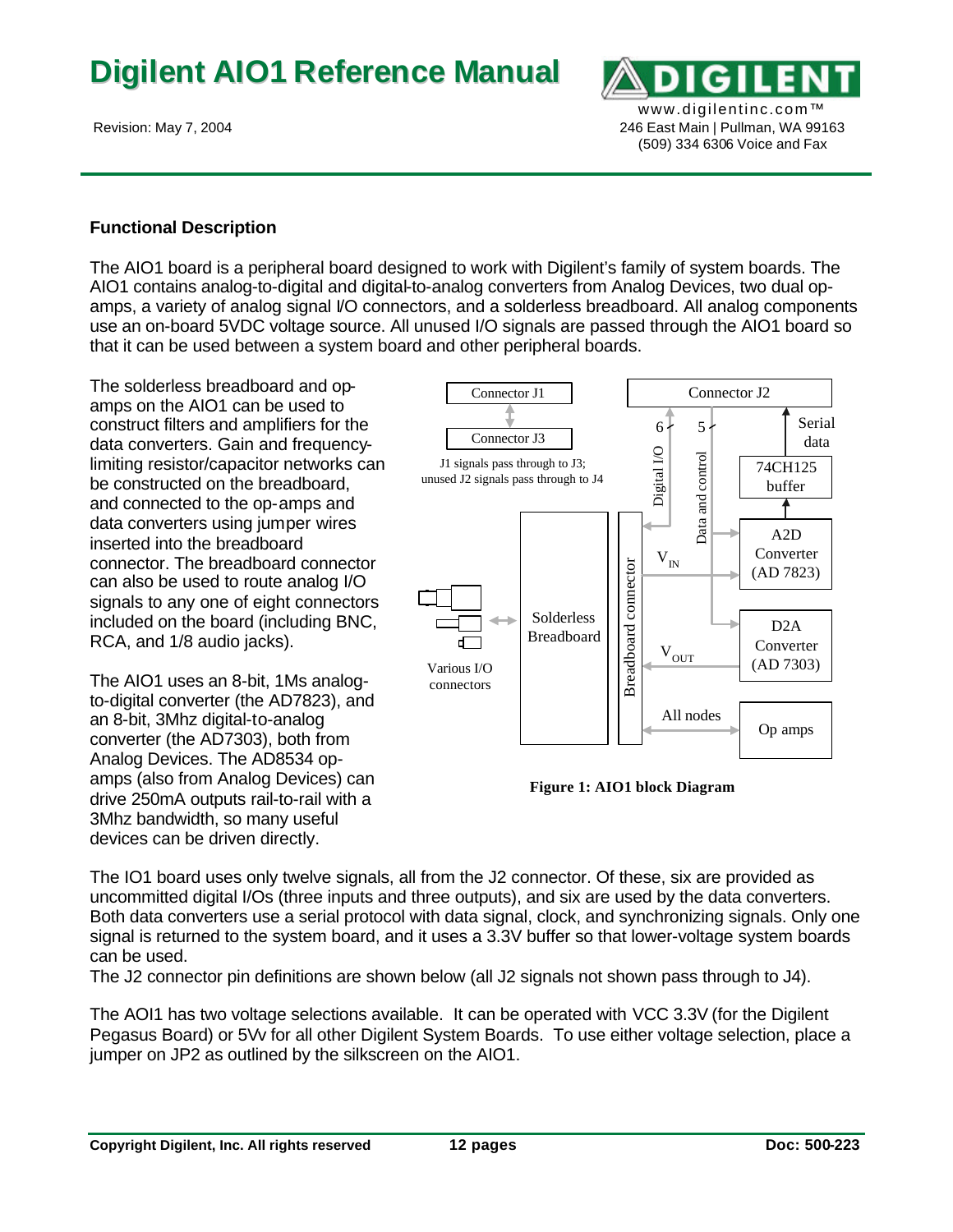# Digilent AIO1 Reference Manual

Revision: May 7, 2004

www.digilentinc.com™
246 East Main | Pullman, WA 99163
(509) 334 6306 Voice and Fax

### Functional Description

The AIO1 board is a peripheral board designed to work with Digilent's family of system boards. The AIO1 contains analog-to-digital and digital-to-analog converters from Analog Devices, two dual op-amps, a variety of analog signal I/O connectors, and a solderless breadboard. All analog components use an on-board 5VDC voltage source. All unused I/O signals are passed through the AIO1 board so that it can be used between a system board and other peripheral boards.

The solderless breadboard and op-amps on the AIO1 can be used to construct filters and amplifiers for the data converters. Gain and frequency-limiting resistor/capacitor networks can be constructed on the breadboard, and connected to the op-amps and data converters using jumper wires inserted into the breadboard connector. The breadboard connector can also be used to route analog I/O signals to any one of eight connectors included on the board (including BNC, RCA, and 1/8 audio jacks).

The AIO1 uses an 8-bit, 1Ms analog-to-digital converter (the AD7823), and an 8-bit, 3Mhz digital-to-analog converter (the AD7303), both from Analog Devices. The AD8534 op-amps (also from Analog Devices) can drive 250mA outputs rail-to-rail with a 3Mhz bandwidth, so many useful devices can be driven directly.

Connector J1 / Connector J3 — J1 signals pass through to J3; unused J2 signals pass through to J4

Connector J2; 6 Digital I/O; 5 Data and control; Serial data; 74CH125 buffer; A2D Converter (AD 7823); $V_{IN}$; D2A Converter (AD 7303); $V_{OUT}$; All nodes; Op amps; Breadboard connector; Solderless Breadboard; Various I/O connectors

**Figure 1: AIO1 block Diagram**

The IO1 board uses only twelve signals, all from the J2 connector. Of these, six are provided as uncommitted digital I/Os (three inputs and three outputs), and six are used by the data converters. Both data converters use a serial protocol with data signal, clock, and synchronizing signals. Only one signal is returned to the system board, and it uses a 3.3V buffer so that lower-voltage system boards can be used.
The J2 connector pin definitions are shown below (all J2 signals not shown pass through to J4).

The AOI1 has two voltage selections available. It can be operated with VCC 3.3V (for the Digilent Pegasus Board) or 5Vv for all other Digilent System Boards. To use either voltage selection, place a jumper on JP2 as outlined by the silkscreen on the AIO1.

Copyright Digilent, Inc. All rights reserved | 12 pages | Doc: 500-223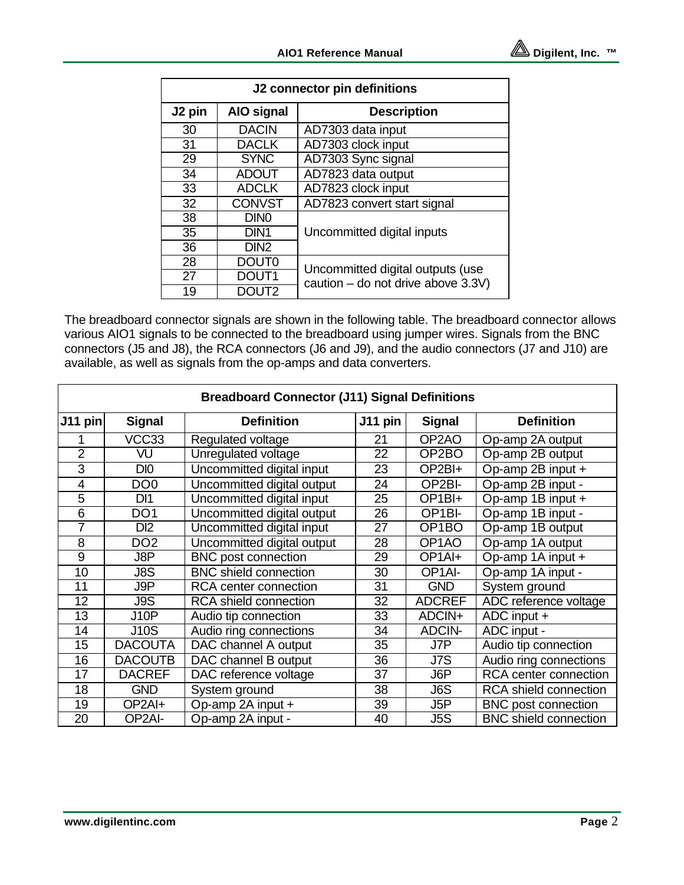| J2 connector pin definitions | | |
|---|---|---|
| **J2 pin** | **AIO signal** | **Description** |
| 30 | DACIN | AD7303 data input |
| 31 | DACLK | AD7303 clock input |
| 29 | SYNC | AD7303 Sync signal |
| 34 | ADOUT | AD7823 data output |
| 33 | ADCLK | AD7823 clock input |
| 32 | CONVST | AD7823 convert start signal |
| 38 | DIN0 | Uncommitted digital inputs |
| 35 | DIN1 | |
| 36 | DIN2 | |
| 28 | DOUT0 | Uncommitted digital outputs (use caution – do not drive above 3.3V) |
| 27 | DOUT1 | |
| 19 | DOUT2 | |

The breadboard connector signals are shown in the following table. The breadboard connector allows various AIO1 signals to be connected to the breadboard using jumper wires. Signals from the BNC connectors (J5 and J8), the RCA connectors (J6 and J9), and the audio connectors (J7 and J10) are available, as well as signals from the op-amps and data converters.

| Breadboard Connector (J11) Signal Definitions | | | | | |
|---|---|---|---|---|---|
| **J11 pin** | **Signal** | **Definition** | **J11 pin** | **Signal** | **Definition** |
| 1 | VCC33 | Regulated voltage | 21 | OP2AO | Op-amp 2A output |
| 2 | VU | Unregulated voltage | 22 | OP2BO | Op-amp 2B output |
| 3 | DI0 | Uncommitted digital input | 23 | OP2BI+ | Op-amp 2B input + |
| 4 | DO0 | Uncommitted digital output | 24 | OP2BI- | Op-amp 2B input - |
| 5 | DI1 | Uncommitted digital input | 25 | OP1BI+ | Op-amp 1B input + |
| 6 | DO1 | Uncommitted digital output | 26 | OP1BI- | Op-amp 1B input - |
| 7 | DI2 | Uncommitted digital input | 27 | OP1BO | Op-amp 1B output |
| 8 | DO2 | Uncommitted digital output | 28 | OP1AO | Op-amp 1A output |
| 9 | J8P | BNC post connection | 29 | OP1AI+ | Op-amp 1A input + |
| 10 | J8S | BNC shield connection | 30 | OP1AI- | Op-amp 1A input - |
| 11 | J9P | RCA center connection | 31 | GND | System ground |
| 12 | J9S | RCA shield connection | 32 | ADCREF | ADC reference voltage |
| 13 | J10P | Audio tip connection | 33 | ADCIN+ | ADC input + |
| 14 | J10S | Audio ring connections | 34 | ADCIN- | ADC input - |
| 15 | DACOUTA | DAC channel A output | 35 | J7P | Audio tip connection |
| 16 | DACOUTB | DAC channel B output | 36 | J7S | Audio ring connections |
| 17 | DACREF | DAC reference voltage | 37 | J6P | RCA center connection |
| 18 | GND | System ground | 38 | J6S | RCA shield connection |
| 19 | OP2AI+ | Op-amp 2A input + | 39 | J5P | BNC post connection |
| 20 | OP2AI- | Op-amp 2A input - | 40 | J5S | BNC shield connection |